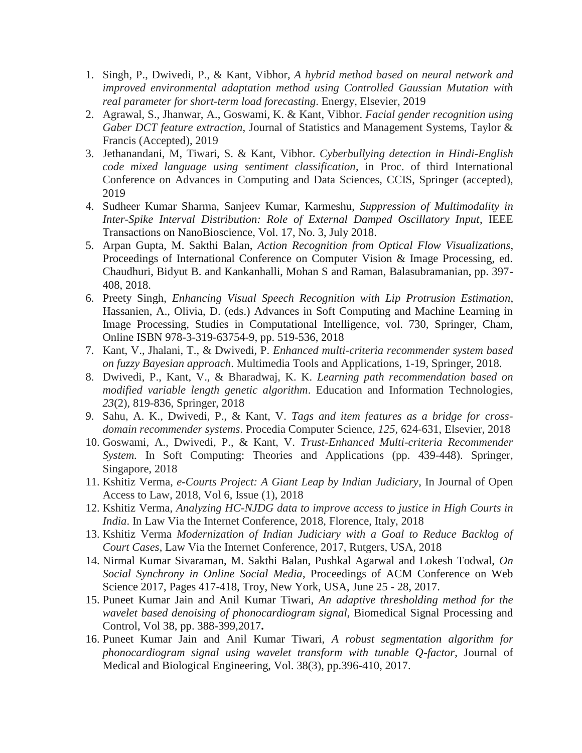1. Singh, P., Dwivedi, P., & Kant, Vibhor, *A hybrid method based on neural network and improved environmental adaptation method using Controlled Gaussian Mutation with real parameter for short-term load forecasting*. Energy, Elsevier, 2019
2. Agrawal, S., Jhanwar, A., Goswami, K. & Kant, Vibhor. *Facial gender recognition using Gaber DCT feature extraction*, Journal of Statistics and Management Systems, Taylor & Francis (Accepted), 2019
3. Jethanandani, M, Tiwari, S. & Kant, Vibhor. *Cyberbullying detection in Hindi-English code mixed language using sentiment classification*, in Proc. of third International Conference on Advances in Computing and Data Sciences, CCIS, Springer (accepted), 2019
4. Sudheer Kumar Sharma, Sanjeev Kumar, Karmeshu, *Suppression of Multimodality in Inter-Spike Interval Distribution: Role of External Damped Oscillatory Input*, IEEE Transactions on NanoBioscience, Vol. 17, No. 3, July 2018.
5. Arpan Gupta, M. Sakthi Balan, *Action Recognition from Optical Flow Visualizations*, Proceedings of International Conference on Computer Vision & Image Processing, ed. Chaudhuri, Bidyut B. and Kankanhalli, Mohan S and Raman, Balasubramanian, pp. 397-408, 2018.
6. Preety Singh, *Enhancing Visual Speech Recognition with Lip Protrusion Estimation*, Hassanien, A., Olivia, D. (eds.) Advances in Soft Computing and Machine Learning in Image Processing, Studies in Computational Intelligence, vol. 730, Springer, Cham, Online ISBN 978-3-319-63754-9, pp. 519-536, 2018
7. Kant, V., Jhalani, T., & Dwivedi, P. *Enhanced multi-criteria recommender system based on fuzzy Bayesian approach*. Multimedia Tools and Applications, 1-19, Springer, 2018.
8. Dwivedi, P., Kant, V., & Bharadwaj, K. K. *Learning path recommendation based on modified variable length genetic algorithm*. Education and Information Technologies, *23*(2), 819-836, Springer, 2018
9. Sahu, A. K., Dwivedi, P., & Kant, V. *Tags and item features as a bridge for cross-domain recommender systems*. Procedia Computer Science, *125*, 624-631, Elsevier, 2018
10. Goswami, A., Dwivedi, P., & Kant, V. *Trust-Enhanced Multi-criteria Recommender System*. In Soft Computing: Theories and Applications (pp. 439-448). Springer, Singapore, 2018
11. Kshitiz Verma, *e-Courts Project: A Giant Leap by Indian Judiciary*, In Journal of Open Access to Law, 2018, Vol 6, Issue (1), 2018
12. Kshitiz Verma, *Analyzing HC-NJDG data to improve access to justice in High Courts in India*. In Law Via the Internet Conference, 2018, Florence, Italy, 2018
13. Kshitiz Verma *Modernization of Indian Judiciary with a Goal to Reduce Backlog of Court Cases*, Law Via the Internet Conference, 2017, Rutgers, USA, 2018
14. Nirmal Kumar Sivaraman, M. Sakthi Balan, Pushkal Agarwal and Lokesh Todwal, *On Social Synchrony in Online Social Media*, Proceedings of ACM Conference on Web Science 2017, Pages 417-418, Troy, New York, USA, June 25 - 28, 2017.
15. Puneet Kumar Jain and Anil Kumar Tiwari, *An adaptive thresholding method for the wavelet based denoising of phonocardiogram signal*, Biomedical Signal Processing and Control, Vol 38, pp. 388-399,2017**.**
16. Puneet Kumar Jain and Anil Kumar Tiwari, *A robust segmentation algorithm for phonocardiogram signal using wavelet transform with tunable Q-factor*, Journal of Medical and Biological Engineering, Vol. 38(3), pp.396-410, 2017.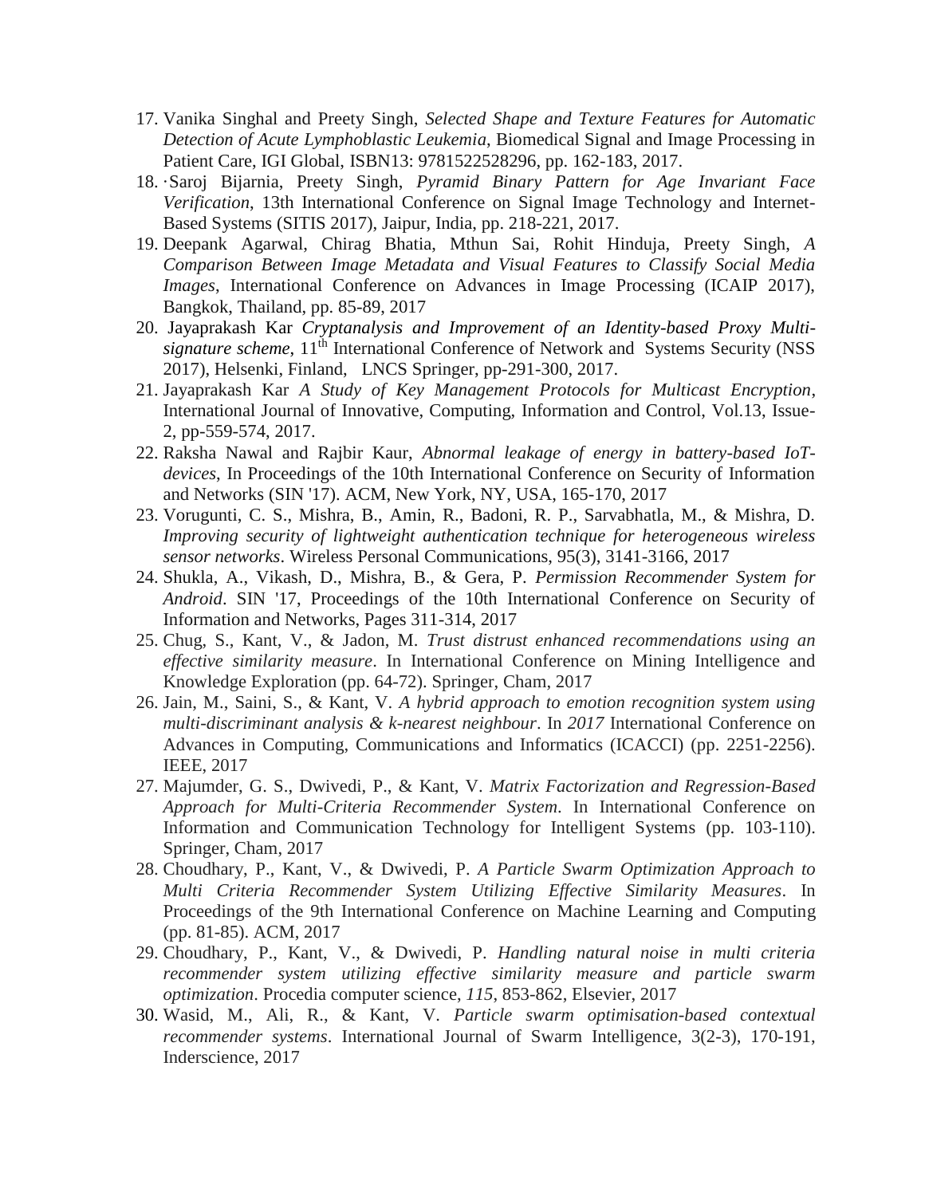17. Vanika Singhal and Preety Singh, *Selected Shape and Texture Features for Automatic Detection of Acute Lymphoblastic Leukemia*, Biomedical Signal and Image Processing in Patient Care, IGI Global, ISBN13: 9781522528296, pp. 162-183, 2017.
18. ·Saroj Bijarnia, Preety Singh, *Pyramid Binary Pattern for Age Invariant Face Verification*, 13th International Conference on Signal Image Technology and Internet-Based Systems (SITIS 2017), Jaipur, India, pp. 218-221, 2017.
19. Deepank Agarwal, Chirag Bhatia, Mthun Sai, Rohit Hinduja, Preety Singh, *A Comparison Between Image Metadata and Visual Features to Classify Social Media Images*, International Conference on Advances in Image Processing (ICAIP 2017), Bangkok, Thailand, pp. 85-89, 2017
20. Jayaprakash Kar *Cryptanalysis and Improvement of an Identity-based Proxy Multi-signature scheme*, 11th International Conference of Network and Systems Security (NSS 2017), Helsenki, Finland, LNCS Springer, pp-291-300, 2017.
21. Jayaprakash Kar *A Study of Key Management Protocols for Multicast Encryption*, International Journal of Innovative, Computing, Information and Control, Vol.13, Issue-2, pp-559-574, 2017.
22. Raksha Nawal and Rajbir Kaur, *Abnormal leakage of energy in battery-based IoT-devices*, In Proceedings of the 10th International Conference on Security of Information and Networks (SIN '17). ACM, New York, NY, USA, 165-170, 2017
23. Vorugunti, C. S., Mishra, B., Amin, R., Badoni, R. P., Sarvabhatla, M., & Mishra, D. *Improving security of lightweight authentication technique for heterogeneous wireless sensor networks*. Wireless Personal Communications, 95(3), 3141-3166, 2017
24. Shukla, A., Vikash, D., Mishra, B., & Gera, P. *Permission Recommender System for Android*. SIN '17, Proceedings of the 10th International Conference on Security of Information and Networks, Pages 311-314, 2017
25. Chug, S., Kant, V., & Jadon, M. *Trust distrust enhanced recommendations using an effective similarity measure*. In International Conference on Mining Intelligence and Knowledge Exploration (pp. 64-72). Springer, Cham, 2017
26. Jain, M., Saini, S., & Kant, V. *A hybrid approach to emotion recognition system using multi-discriminant analysis & k-nearest neighbour*. In *2017* International Conference on Advances in Computing, Communications and Informatics (ICACCI) (pp. 2251-2256). IEEE, 2017
27. Majumder, G. S., Dwivedi, P., & Kant, V. *Matrix Factorization and Regression-Based Approach for Multi-Criteria Recommender System*. In International Conference on Information and Communication Technology for Intelligent Systems (pp. 103-110). Springer, Cham, 2017
28. Choudhary, P., Kant, V., & Dwivedi, P. *A Particle Swarm Optimization Approach to Multi Criteria Recommender System Utilizing Effective Similarity Measures*. In Proceedings of the 9th International Conference on Machine Learning and Computing (pp. 81-85). ACM, 2017
29. Choudhary, P., Kant, V., & Dwivedi, P. *Handling natural noise in multi criteria recommender system utilizing effective similarity measure and particle swarm optimization*. Procedia computer science, *115*, 853-862, Elsevier, 2017
30. Wasid, M., Ali, R., & Kant, V. *Particle swarm optimisation-based contextual recommender systems*. International Journal of Swarm Intelligence, 3(2-3), 170-191, Inderscience, 2017